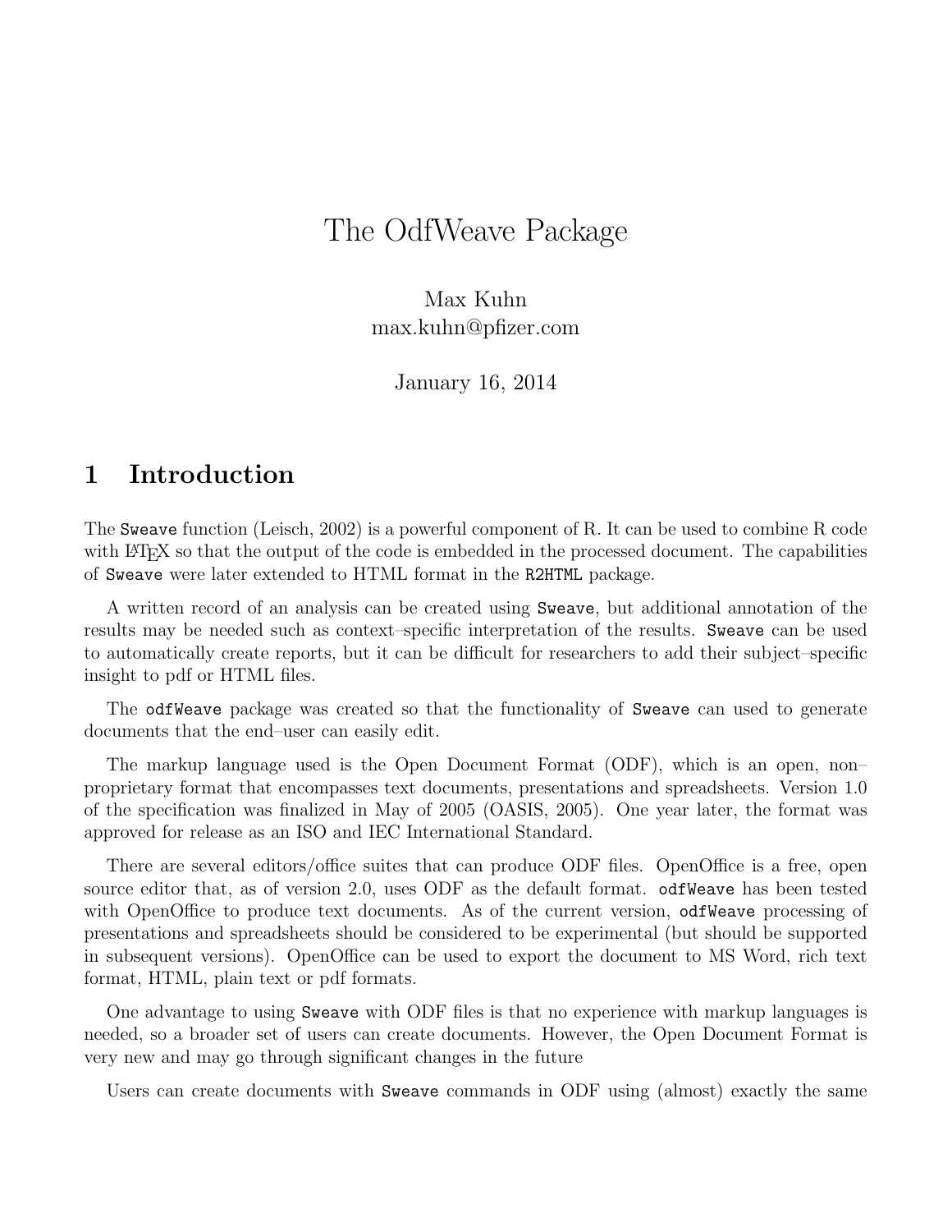# The OdfWeave Package

Max Kuhn
max.kuhn@pfizer.com

January 16, 2014

## 1 Introduction

The `Sweave` function (Leisch, 2002) is a powerful component of R. It can be used to combine R code with LaTeX so that the output of the code is embedded in the processed document. The capabilities of `Sweave` were later extended to HTML format in the `R2HTML` package.

A written record of an analysis can be created using `Sweave`, but additional annotation of the results may be needed such as context–specific interpretation of the results. `Sweave` can be used to automatically create reports, but it can be difficult for researchers to add their subject–specific insight to pdf or HTML files.

The `odfWeave` package was created so that the functionality of `Sweave` can used to generate documents that the end–user can easily edit.

The markup language used is the Open Document Format (ODF), which is an open, non–proprietary format that encompasses text documents, presentations and spreadsheets. Version 1.0 of the specification was finalized in May of 2005 (OASIS, 2005). One year later, the format was approved for release as an ISO and IEC International Standard.

There are several editors/office suites that can produce ODF files. OpenOffice is a free, open source editor that, as of version 2.0, uses ODF as the default format. `odfWeave` has been tested with OpenOffice to produce text documents. As of the current version, `odfWeave` processing of presentations and spreadsheets should be considered to be experimental (but should be supported in subsequent versions). OpenOffice can be used to export the document to MS Word, rich text format, HTML, plain text or pdf formats.

One advantage to using `Sweave` with ODF files is that no experience with markup languages is needed, so a broader set of users can create documents. However, the Open Document Format is very new and may go through significant changes in the future

Users can create documents with `Sweave` commands in ODF using (almost) exactly the same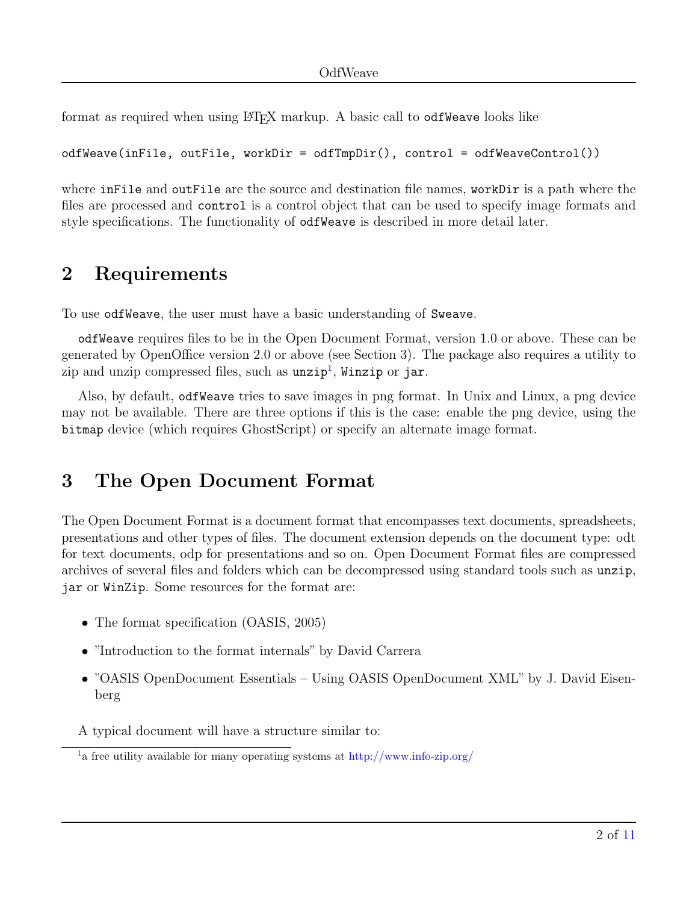format as required when using LaTeX markup. A basic call to `odfWeave` looks like

```
odfWeave(inFile, outFile, workDir = odfTmpDir(), control = odfWeaveControl())
```

where `inFile` and `outFile` are the source and destination file names, `workDir` is a path where the files are processed and `control` is a control object that can be used to specify image formats and style specifications. The functionality of `odfWeave` is described in more detail later.

## 2 Requirements

To use `odfWeave`, the user must have a basic understanding of `Sweave`.

`odfWeave` requires files to be in the Open Document Format, version 1.0 or above. These can be generated by OpenOffice version 2.0 or above (see Section 3). The package also requires a utility to zip and unzip compressed files, such as `unzip`[1], `Winzip` or `jar`.

Also, by default, `odfWeave` tries to save images in png format. In Unix and Linux, a png device may not be available. There are three options if this is the case: enable the png device, using the `bitmap` device (which requires GhostScript) or specify an alternate image format.

## 3 The Open Document Format

The Open Document Format is a document format that encompasses text documents, spreadsheets, presentations and other types of files. The document extension depends on the document type: odt for text documents, odp for presentations and so on. Open Document Format files are compressed archives of several files and folders which can be decompressed using standard tools such as `unzip`, `jar` or `WinZip`. Some resources for the format are:

- The format specification (OASIS, 2005)
- "Introduction to the format internals" by David Carrera
- "OASIS OpenDocument Essentials – Using OASIS OpenDocument XML" by J. David Eisenberg

A typical document will have a structure similar to:

[1] a free utility available for many operating systems at http://www.info-zip.org/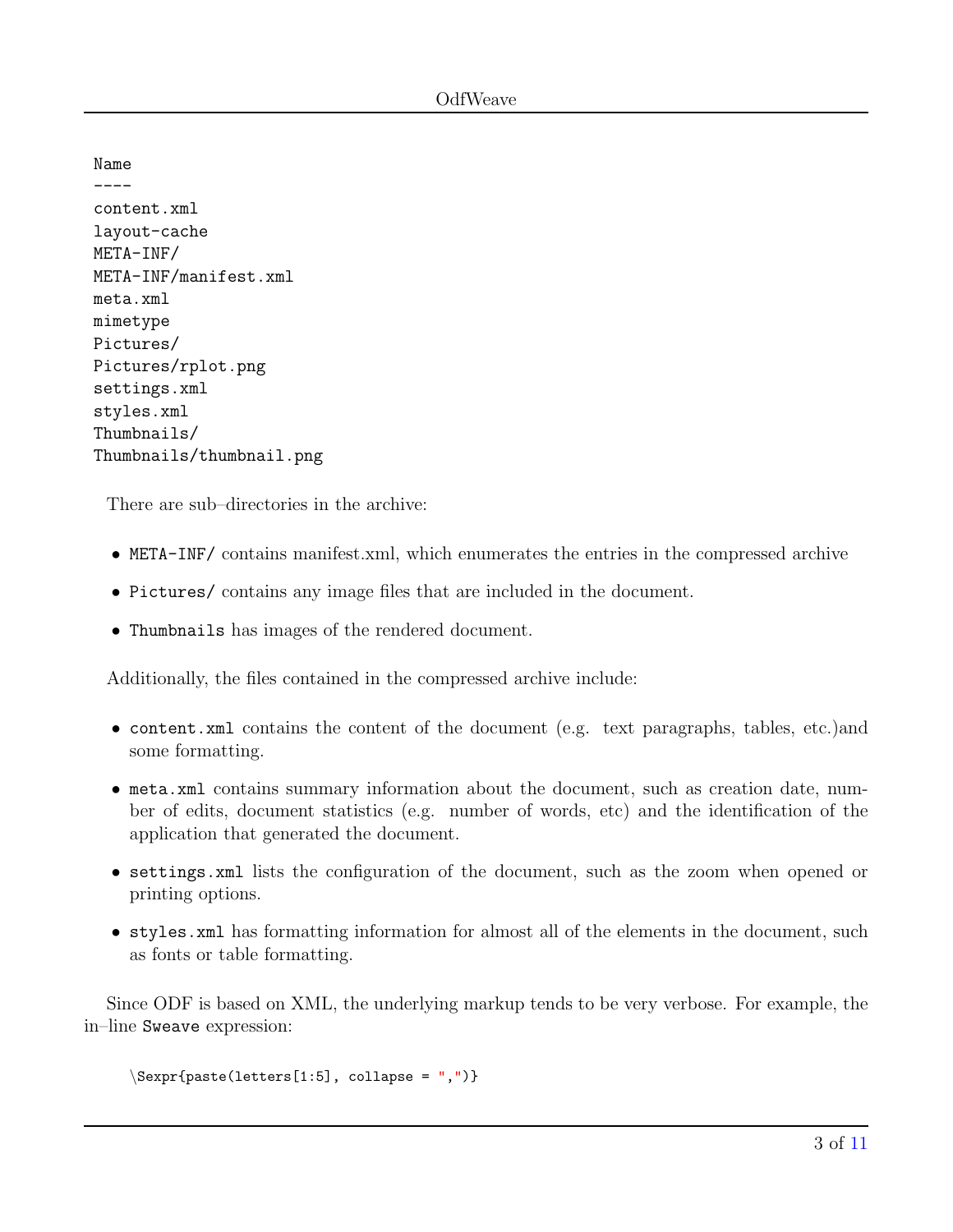```
Name
----
content.xml
layout-cache
META-INF/
META-INF/manifest.xml
meta.xml
mimetype
Pictures/
Pictures/rplot.png
settings.xml
styles.xml
Thumbnails/
Thumbnails/thumbnail.png
```

There are sub–directories in the archive:

- `META-INF/` contains manifest.xml, which enumerates the entries in the compressed archive
- `Pictures/` contains any image files that are included in the document.
- `Thumbnails` has images of the rendered document.

Additionally, the files contained in the compressed archive include:

- `content.xml` contains the content of the document (e.g. text paragraphs, tables, etc.)and some formatting.
- `meta.xml` contains summary information about the document, such as creation date, number of edits, document statistics (e.g. number of words, etc) and the identification of the application that generated the document.
- `settings.xml` lists the configuration of the document, such as the zoom when opened or printing options.
- `styles.xml` has formatting information for almost all of the elements in the document, such as fonts or table formatting.

Since ODF is based on XML, the underlying markup tends to be very verbose. For example, the in–line `Sweave` expression:

```
\Sexpr{paste(letters[1:5], collapse = ",")}
```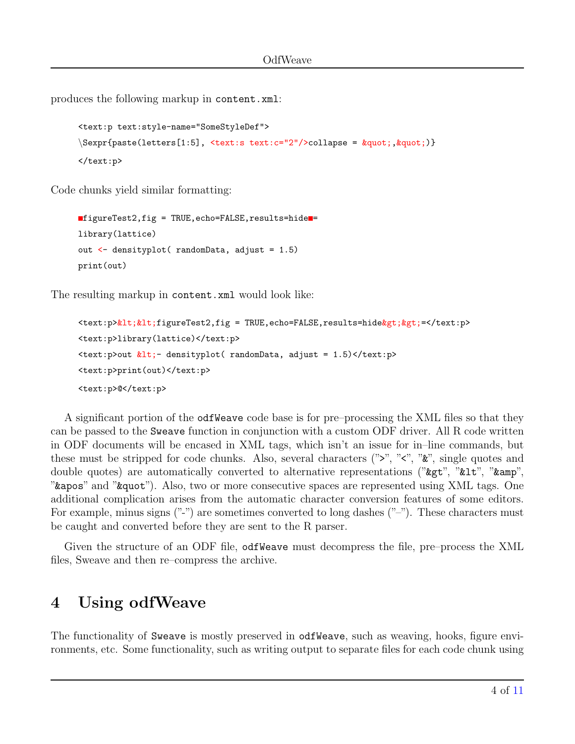produces the following markup in `content.xml`:

```
<text:p text:style-name="SomeStyleDef">
\Sexpr{paste(letters[1:5], <text:s text:c="2"/>collapse = &quot;,&quot;)}
</text:p>
```

Code chunks yield similar formatting:

```
■figureTest2,fig = TRUE,echo=FALSE,results=hide■=
library(lattice)
out <- densityplot( randomData, adjust = 1.5)
print(out)
```

The resulting markup in `content.xml` would look like:

```
<text:p>&lt;&lt;figureTest2,fig = TRUE,echo=FALSE,results=hide&gt;&gt;=</text:p>
<text:p>library(lattice)</text:p>
<text:p>out &lt;- densityplot( randomData, adjust = 1.5)</text:p>
<text:p>print(out)</text:p>
<text:p>@</text:p>
```

A significant portion of the `odfWeave` code base is for pre–processing the XML files so that they can be passed to the `Sweave` function in conjunction with a custom ODF driver. All R code written in ODF documents will be encased in XML tags, which isn't an issue for in–line commands, but these must be stripped for code chunks. Also, several characters ("`>`", "`<`", "`&`", single quotes and double quotes) are automatically converted to alternative representations ("`&gt`", "`&lt`", "`&amp`", "`&apos`" and "`&quot`"). Also, two or more consecutive spaces are represented using XML tags. One additional complication arises from the automatic character conversion features of some editors. For example, minus signs ("-") are sometimes converted to long dashes ("–"). These characters must be caught and converted before they are sent to the R parser.

Given the structure of an ODF file, `odfWeave` must decompress the file, pre–process the XML files, Sweave and then re–compress the archive.

# 4 Using odfWeave

The functionality of `Sweave` is mostly preserved in `odfWeave`, such as weaving, hooks, figure environments, etc. Some functionality, such as writing output to separate files for each code chunk using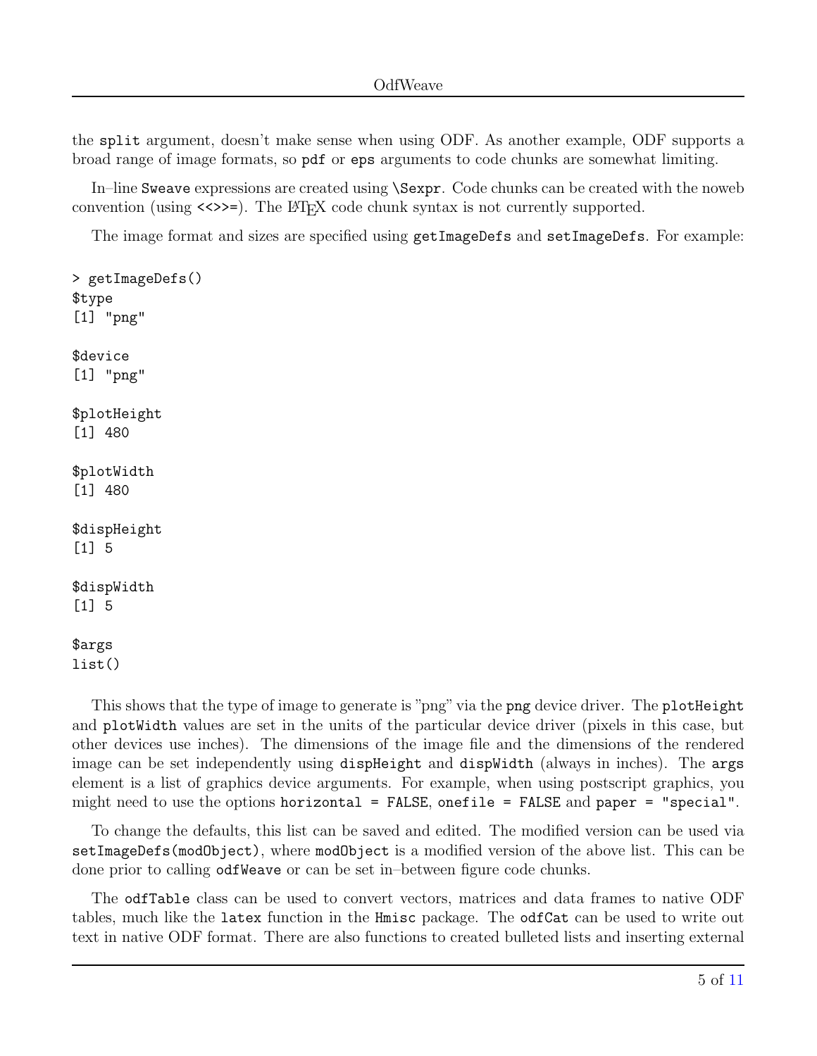the `split` argument, doesn't make sense when using ODF. As another example, ODF supports a broad range of image formats, so `pdf` or `eps` arguments to code chunks are somewhat limiting.

In–line `Sweave` expressions are created using `\Sexpr`. Code chunks can be created with the noweb convention (using `<<>>=`). The LaTeX code chunk syntax is not currently supported.

The image format and sizes are specified using `getImageDefs` and `setImageDefs`. For example:

```
> getImageDefs()
$type
[1] "png"

$device
[1] "png"

$plotHeight
[1] 480

$plotWidth
[1] 480

$dispHeight
[1] 5

$dispWidth
[1] 5

$args
list()
```

This shows that the type of image to generate is "png" via the `png` device driver. The `plotHeight` and `plotWidth` values are set in the units of the particular device driver (pixels in this case, but other devices use inches). The dimensions of the image file and the dimensions of the rendered image can be set independently using `dispHeight` and `dispWidth` (always in inches). The `args` element is a list of graphics device arguments. For example, when using postscript graphics, you might need to use the options `horizontal = FALSE`, `onefile = FALSE` and `paper = "special"`.

To change the defaults, this list can be saved and edited. The modified version can be used via `setImageDefs(modObject)`, where `modObject` is a modified version of the above list. This can be done prior to calling `odfWeave` or can be set in–between figure code chunks.

The `odfTable` class can be used to convert vectors, matrices and data frames to native ODF tables, much like the `latex` function in the `Hmisc` package. The `odfCat` can be used to write out text in native ODF format. There are also functions to created bulleted lists and inserting external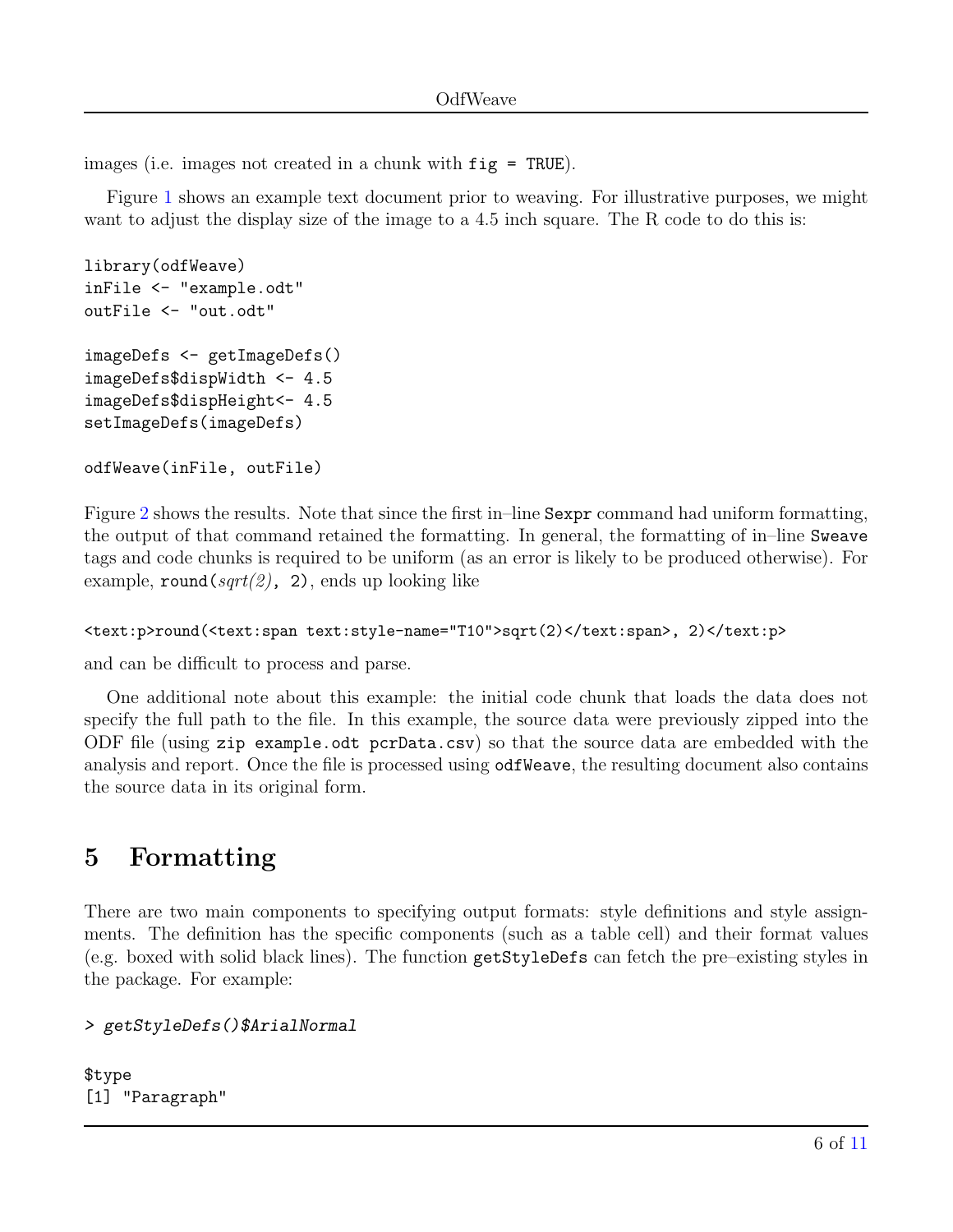images (i.e. images not created in a chunk with `fig = TRUE`).

Figure 1 shows an example text document prior to weaving. For illustrative purposes, we might want to adjust the display size of the image to a 4.5 inch square. The R code to do this is:

```
library(odfWeave)
inFile <- "example.odt"
outFile <- "out.odt"

imageDefs <- getImageDefs()
imageDefs$dispWidth <- 4.5
imageDefs$dispHeight<- 4.5
setImageDefs(imageDefs)

odfWeave(inFile, outFile)
```

Figure 2 shows the results. Note that since the first in–line `Sexpr` command had uniform formatting, the output of that command retained the formatting. In general, the formatting of in–line `Sweave` tags and code chunks is required to be uniform (as an error is likely to be produced otherwise). For example, `round(`*sqrt(2)*`, 2)`, ends up looking like

```
<text:p>round(<text:span text:style-name="T10">sqrt(2)</text:span>, 2)</text:p>
```

and can be difficult to process and parse.

One additional note about this example: the initial code chunk that loads the data does not specify the full path to the file. In this example, the source data were previously zipped into the ODF file (using `zip example.odt pcrData.csv`) so that the source data are embedded with the analysis and report. Once the file is processed using `odfWeave`, the resulting document also contains the source data in its original form.

# 5 Formatting

There are two main components to specifying output formats: style definitions and style assignments. The definition has the specific components (such as a table cell) and their format values (e.g. boxed with solid black lines). The function `getStyleDefs` can fetch the pre–existing styles in the package. For example:

```
> getStyleDefs()$ArialNormal

$type
[1] "Paragraph"
```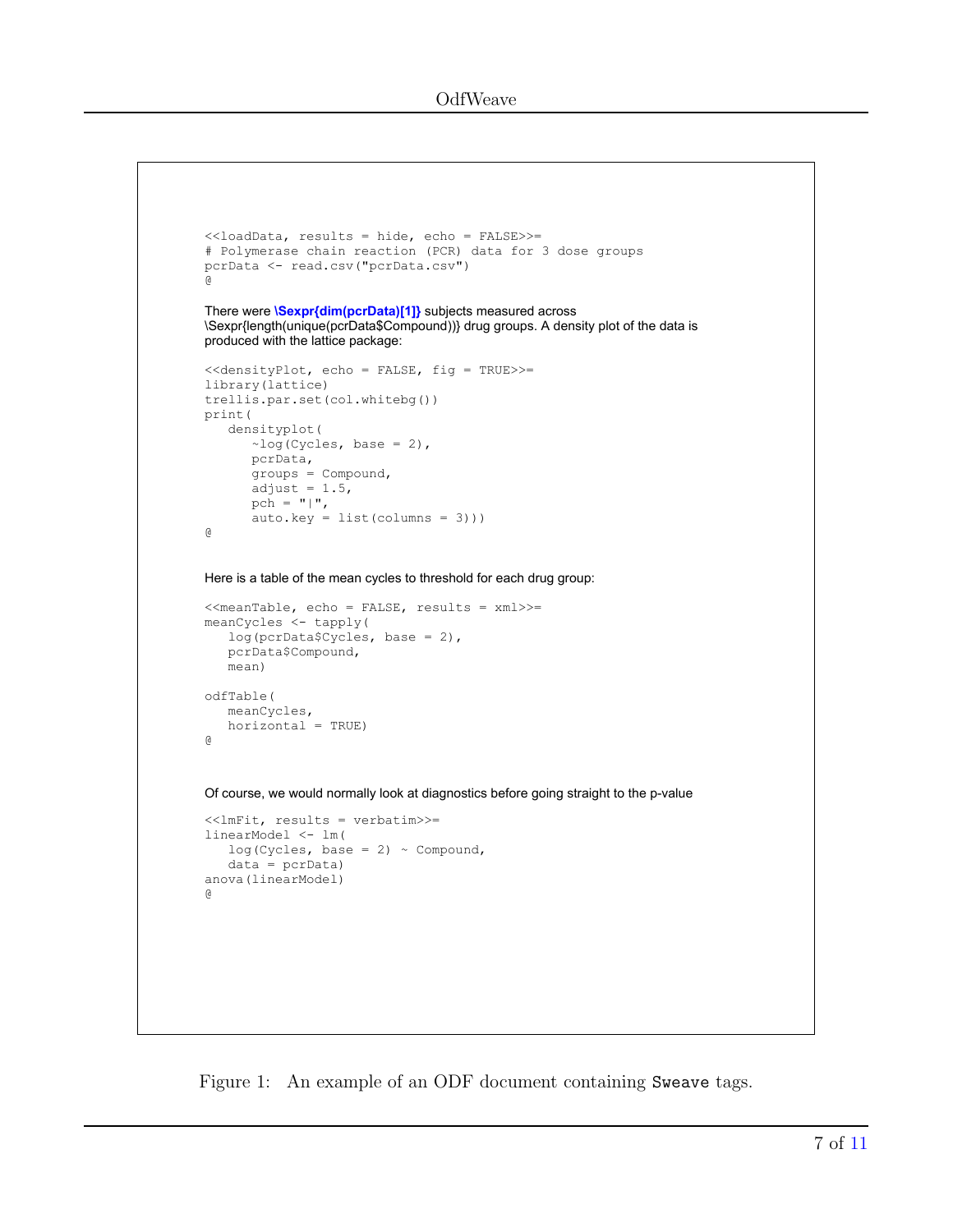```
<<loadData, results = hide, echo = FALSE>>=
# Polymerase chain reaction (PCR) data for 3 dose groups
pcrData <- read.csv("pcrData.csv")
@
```

There were **\Sexpr{dim(pcrData)[1]}** subjects measured across \Sexpr{length(unique(pcrData$Compound))} drug groups. A density plot of the data is produced with the lattice package:

```
<<densityPlot, echo = FALSE, fig = TRUE>>=
library(lattice)
trellis.par.set(col.whitebg())
print(
   densityplot(
      ~log(Cycles, base = 2),
      pcrData,
      groups = Compound,
      adjust = 1.5,
      pch = "|",
      auto.key = list(columns = 3)))
@
```

Here is a table of the mean cycles to threshold for each drug group:

```
<<meanTable, echo = FALSE, results = xml>>=
meanCycles <- tapply(
   log(pcrData$Cycles, base = 2),
   pcrData$Compound,
   mean)

odfTable(
   meanCycles,
   horizontal = TRUE)
@
```

Of course, we would normally look at diagnostics before going straight to the p-value

```
<<lmFit, results = verbatim>>=
linearModel <- lm(
   log(Cycles, base = 2) ~ Compound,
   data = pcrData)
anova(linearModel)
@
```

Figure 1: An example of an ODF document containing `Sweave` tags.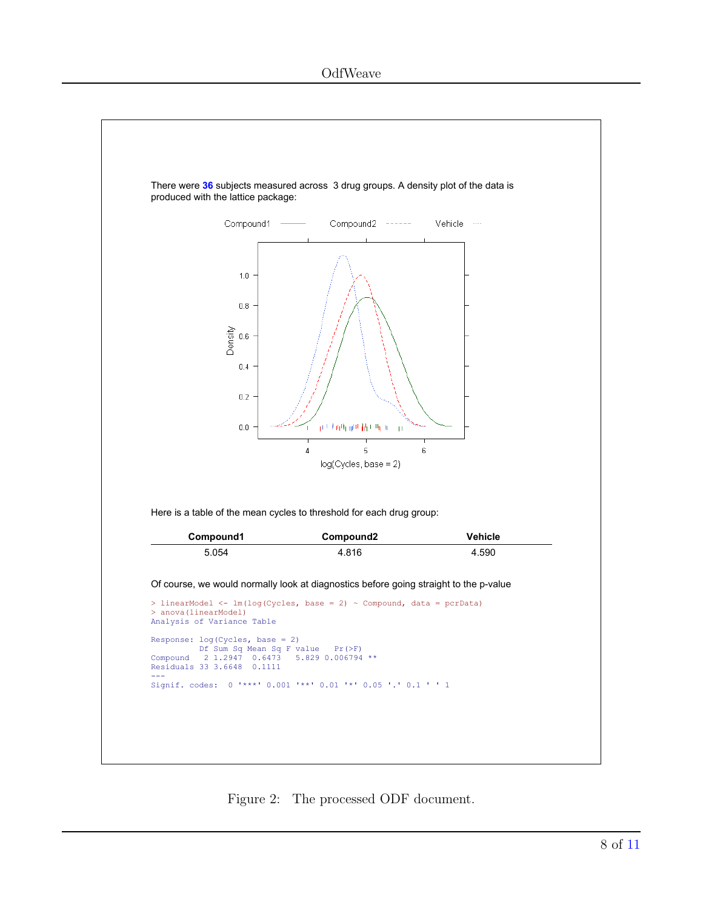There were **36** subjects measured across 3 drug groups. A density plot of the data is produced with the lattice package:

Here is a table of the mean cycles to threshold for each drug group:

| Compound1 | Compound2 | Vehicle |
|---|---|---|
| 5.054 | 4.816 | 4.590 |

Of course, we would normally look at diagnostics before going straight to the p-value

```
> linearModel <- lm(log(Cycles, base = 2) ~ Compound, data = pcrData)
> anova(linearModel)
Analysis of Variance Table

Response: log(Cycles, base = 2)
          Df Sum Sq Mean Sq F value   Pr(>F)
Compound   2 1.2947  0.6473   5.829 0.006794 **
Residuals 33 3.6648  0.1111
---
Signif. codes:  0 '***' 0.001 '**' 0.01 '*' 0.05 '.' 0.1 ' ' 1
```

Figure 2: The processed ODF document.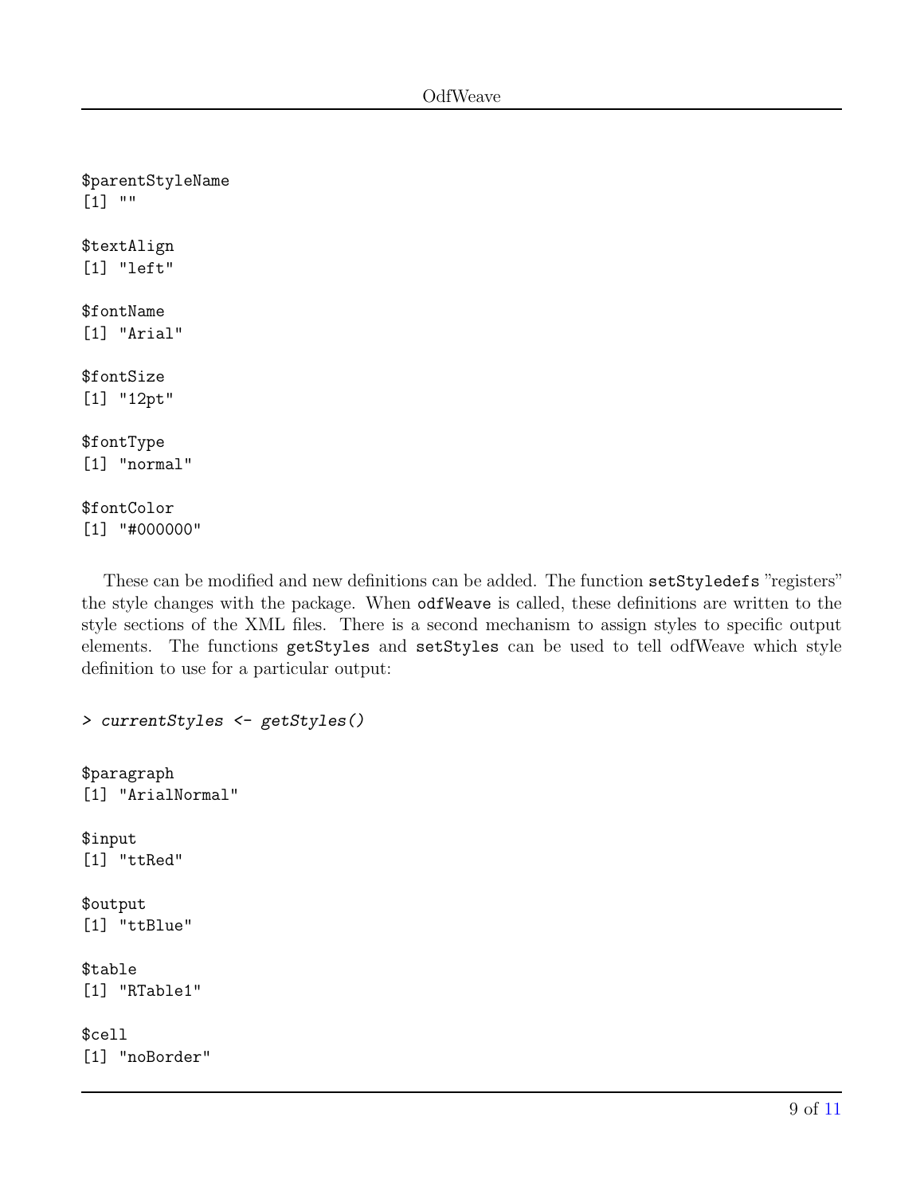```
$parentStyleName
[1] ""

$textAlign
[1] "left"

$fontName
[1] "Arial"

$fontSize
[1] "12pt"

$fontType
[1] "normal"

$fontColor
[1] "#000000"
```

These can be modified and new definitions can be added. The function `setStyledefs` "registers" the style changes with the package. When `odfWeave` is called, these definitions are written to the style sections of the XML files. There is a second mechanism to assign styles to specific output elements. The functions `getStyles` and `setStyles` can be used to tell odfWeave which style definition to use for a particular output:

```
> currentStyles <- getStyles()
```

```
$paragraph
[1] "ArialNormal"

$input
[1] "ttRed"

$output
[1] "ttBlue"

$table
[1] "RTable1"

$cell
[1] "noBorder"
```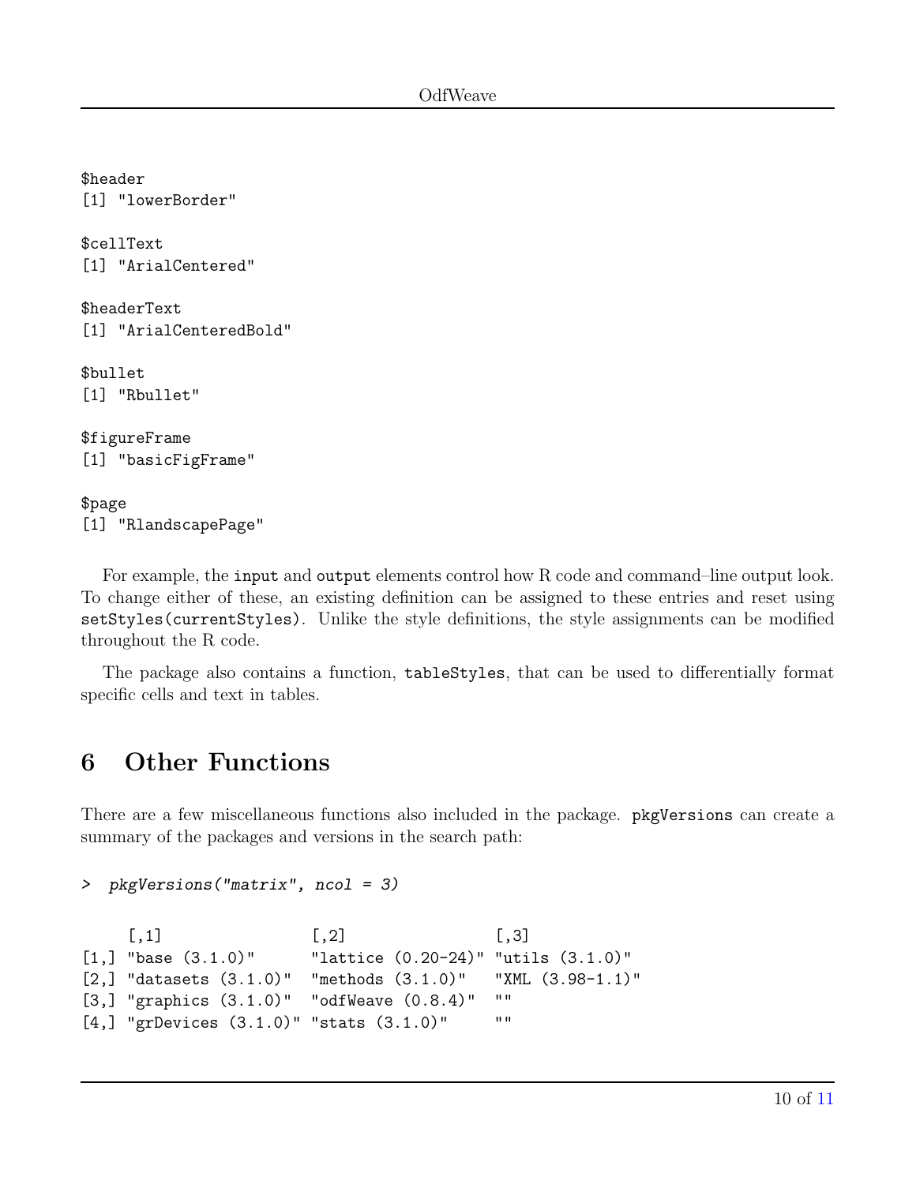```
$header
[1] "lowerBorder"

$cellText
[1] "ArialCentered"

$headerText
[1] "ArialCenteredBold"

$bullet
[1] "Rbullet"

$figureFrame
[1] "basicFigFrame"

$page
[1] "RlandscapePage"
```

For example, the `input` and `output` elements control how R code and command–line output look. To change either of these, an existing definition can be assigned to these entries and reset using `setStyles(currentStyles)`. Unlike the style definitions, the style assignments can be modified throughout the R code.

The package also contains a function, `tableStyles`, that can be used to differentially format specific cells and text in tables.

## 6 Other Functions

There are a few miscellaneous functions also included in the package. `pkgVersions` can create a summary of the packages and versions in the search path:

```
>  pkgVersions("matrix", ncol = 3)

     [,1]                 [,2]                 [,3]
[1,] "base (3.1.0)"       "lattice (0.20-24)" "utils (3.1.0)"
[2,] "datasets (3.1.0)"   "methods (3.1.0)"    "XML (3.98-1.1)"
[3,] "graphics (3.1.0)"   "odfWeave (0.8.4)"   ""
[4,] "grDevices (3.1.0)" "stats (3.1.0)"      ""
```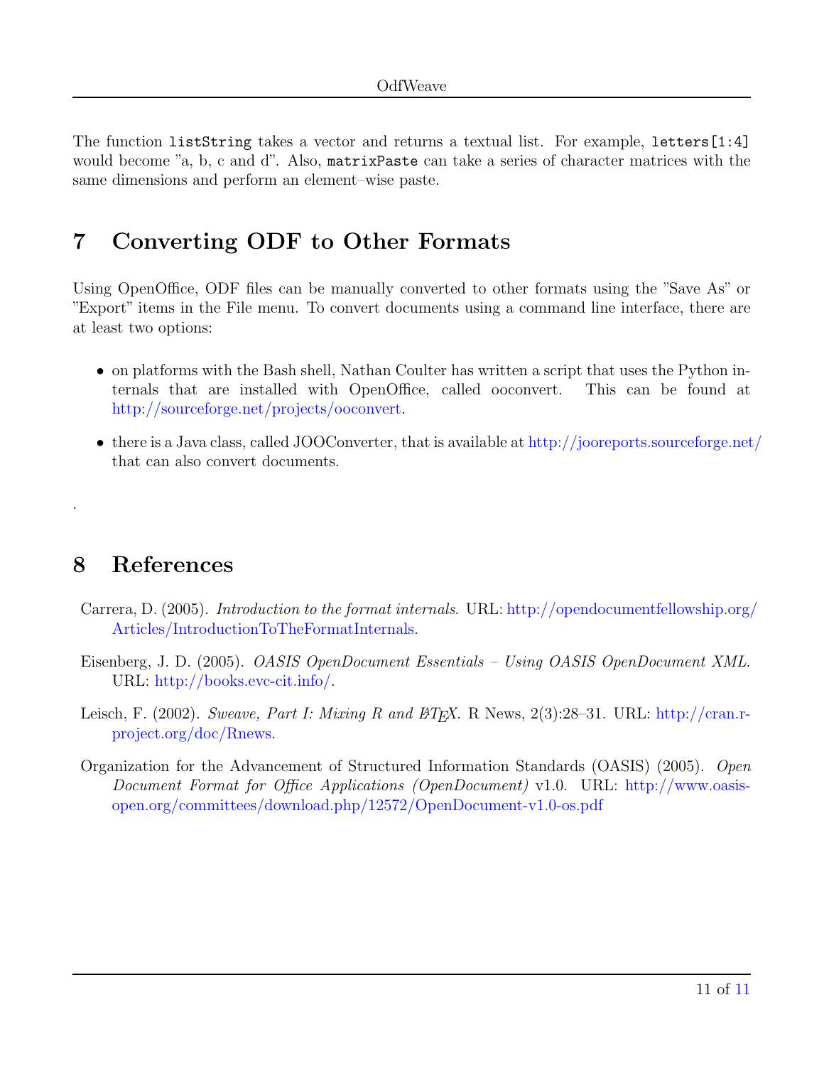The function `listString` takes a vector and returns a textual list. For example, `letters[1:4]` would become "a, b, c and d". Also, `matrixPaste` can take a series of character matrices with the same dimensions and perform an element–wise paste.

## 7 Converting ODF to Other Formats

Using OpenOffice, ODF files can be manually converted to other formats using the "Save As" or "Export" items in the File menu. To convert documents using a command line interface, there are at least two options:

- on platforms with the Bash shell, Nathan Coulter has written a script that uses the Python internals that are installed with OpenOffice, called ooconvert. This can be found at http://sourceforge.net/projects/ooconvert.
- there is a Java class, called JOOConverter, that is available at http://jooreports.sourceforge.net/ that can also convert documents.

.

## 8 References

Carrera, D. (2005). *Introduction to the format internals*. URL: http://opendocumentfellowship.org/Articles/IntroductionToTheFormatInternals.

Eisenberg, J. D. (2005). *OASIS OpenDocument Essentials – Using OASIS OpenDocument XML*. URL: http://books.evc-cit.info/.

Leisch, F. (2002). *Sweave, Part I: Mixing R and LaTeX*. R News, 2(3):28–31. URL: http://cran.r-project.org/doc/Rnews.

Organization for the Advancement of Structured Information Standards (OASIS) (2005). *Open Document Format for Office Applications (OpenDocument)* v1.0. URL: http://www.oasis-open.org/committees/download.php/12572/OpenDocument-v1.0-os.pdf